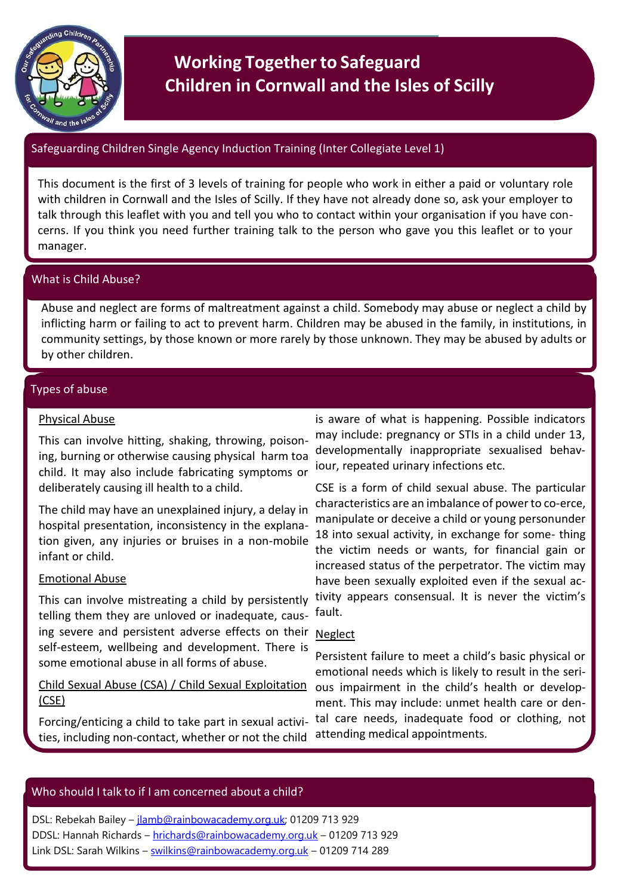# Working Together to Safeguard Children in Cornwall and the Isles of Scilly

## Safeguarding Children Single Agency Induction Training (Inter Collegiate Level 1)

This document is the first of 3 levels of training for people who work in either a paid or voluntary role with children in Cornwall and the Isles of Scilly. If they have not already done so, ask your employer to talk through this leaflet with you and tell you who to contact within your organisation if you have concerns. If you think you need further training talk to the person who gave you this leaflet or to your manager.

## What is Child Abuse?

Abuse and neglect are forms of maltreatment against a child. Somebody may abuse or neglect a child by inflicting harm or failing to act to prevent harm. Children may be abused in the family, in institutions, in community settings, by those known or more rarely by those unknown. They may be abused by adults or by other children.

## Types of abuse

### Physical Abuse

This can involve hitting, shaking, throwing, poisoning, burning or otherwise causing physical harm toa child. It may also include fabricating symptoms or deliberately causing ill health to a child.

The child may have an unexplained injury, a delay in hospital presentation, inconsistency in the explanation given, any injuries or bruises in a non-mobile infant or child.

### Emotional Abuse

This can involve mistreating a child by persistently telling them they are unloved or inadequate, causing severe and persistent adverse effects on their self-esteem, wellbeing and development. There is some emotional abuse in all forms of abuse.

### Child Sexual Abuse (CSA) / Child Sexual Exploitation (CSE)

Forcing/enticing a child to take part in sexual activities, including non-contact, whether or not the child is aware of what is happening. Possible indicators may include: pregnancy or STIs in a child under 13, developmentally inappropriate sexualised behaviour, repeated urinary infections etc.

CSE is a form of child sexual abuse. The particular characteristics are an imbalance of power to co-erce, manipulate or deceive a child or young personunder 18 into sexual activity, in exchange for some- thing the victim needs or wants, for financial gain or increased status of the perpetrator. The victim may have been sexually exploited even if the sexual activity appears consensual. It is never the victim's fault.

### Neglect

Persistent failure to meet a child's basic physical or emotional needs which is likely to result in the serious impairment in the child's health or development. This may include: unmet health care or dental care needs, inadequate food or clothing, not attending medical appointments.

## Who should I talk to if I am concerned about a child?

DSL: Rebekah Bailey – jlamb@rainbowacademy.org.uk; 01209 713 929
DDSL: Hannah Richards – hrichards@rainbowacademy.org.uk – 01209 713 929
Link DSL: Sarah Wilkins – swilkins@rainbowacademy.org.uk – 01209 714 289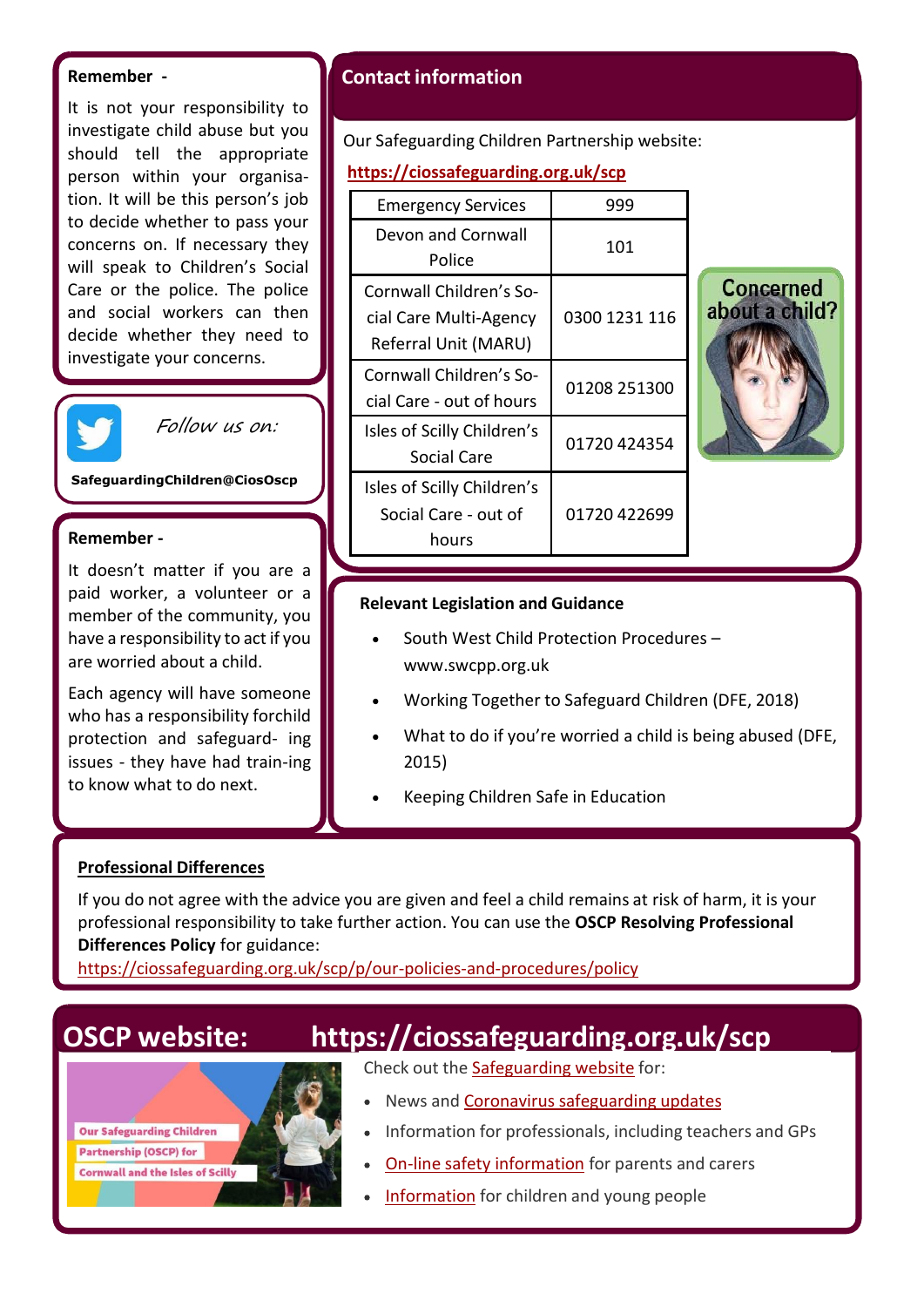**Remember -**

It is not your responsibility to investigate child abuse but you should tell the appropriate person within your organisation. It will be this person's job to decide whether to pass your concerns on. If necessary they will speak to Children's Social Care or the police. The police and social workers can then decide whether they need to investigate your concerns.

*Follow us on:*

**SafeguardingChildren@CiosOscp**

**Remember -**

It doesn't matter if you are a paid worker, a volunteer or a member of the community, you have a responsibility to act if you are worried about a child.

Each agency will have someone who has a responsibility forchild protection and safeguard- ing issues - they have had train-ing to know what to do next.

## Contact information

Our Safeguarding Children Partnership website:

**https://ciossafeguarding.org.uk/scp**

| | |
|---|---|
| Emergency Services | 999 |
| Devon and Cornwall Police | 101 |
| Cornwall Children's Social Care Multi-Agency Referral Unit (MARU) | 0300 1231 116 |
| Cornwall Children's Social Care - out of hours | 01208 251300 |
| Isles of Scilly Children's Social Care | 01720 424354 |
| Isles of Scilly Children's Social Care - out of hours | 01720 422699 |

Concerned about a child?

**Relevant Legislation and Guidance**

- South West Child Protection Procedures – www.swcpp.org.uk
- Working Together to Safeguard Children (DFE, 2018)
- What to do if you're worried a child is being abused (DFE, 2015)
- Keeping Children Safe in Education

**Professional Differences**

If you do not agree with the advice you are given and feel a child remains at risk of harm, it is your professional responsibility to take further action. You can use the **OSCP Resolving Professional Differences Policy** for guidance:
https://ciossafeguarding.org.uk/scp/p/our-policies-and-procedures/policy

## OSCP website: https://ciossafeguarding.org.uk/scp

Our Safeguarding Children Partnership (OSCP) for Cornwall and the Isles of Scilly

Check out the Safeguarding website for:

- News and Coronavirus safeguarding updates
- Information for professionals, including teachers and GPs
- On-line safety information for parents and carers
- Information for children and young people